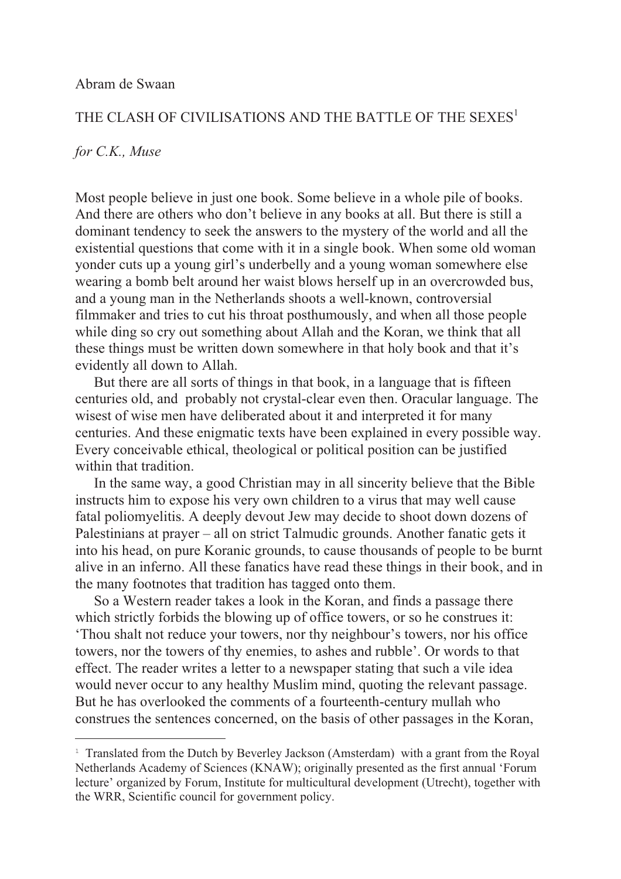Abram de Swaan

THE CLASH OF CIVILISATIONS AND THE BATTLE OF THE SEXES[1]

*for C.K., Muse*

Most people believe in just one book. Some believe in a whole pile of books. And there are others who don't believe in any books at all. But there is still a dominant tendency to seek the answers to the mystery of the world and all the existential questions that come with it in a single book. When some old woman yonder cuts up a young girl's underbelly and a young woman somewhere else wearing a bomb belt around her waist blows herself up in an overcrowded bus, and a young man in the Netherlands shoots a well-known, controversial filmmaker and tries to cut his throat posthumously, and when all those people while ding so cry out something about Allah and the Koran, we think that all these things must be written down somewhere in that holy book and that it's evidently all down to Allah.

But there are all sorts of things in that book, in a language that is fifteen centuries old, and probably not crystal-clear even then. Oracular language. The wisest of wise men have deliberated about it and interpreted it for many centuries. And these enigmatic texts have been explained in every possible way. Every conceivable ethical, theological or political position can be justified within that tradition.

In the same way, a good Christian may in all sincerity believe that the Bible instructs him to expose his very own children to a virus that may well cause fatal poliomyelitis. A deeply devout Jew may decide to shoot down dozens of Palestinians at prayer – all on strict Talmudic grounds. Another fanatic gets it into his head, on pure Koranic grounds, to cause thousands of people to be burnt alive in an inferno. All these fanatics have read these things in their book, and in the many footnotes that tradition has tagged onto them.

So a Western reader takes a look in the Koran, and finds a passage there which strictly forbids the blowing up of office towers, or so he construes it: 'Thou shalt not reduce your towers, nor thy neighbour's towers, nor his office towers, nor the towers of thy enemies, to ashes and rubble'. Or words to that effect. The reader writes a letter to a newspaper stating that such a vile idea would never occur to any healthy Muslim mind, quoting the relevant passage. But he has overlooked the comments of a fourteenth-century mullah who construes the sentences concerned, on the basis of other passages in the Koran,

---

[1] Translated from the Dutch by Beverley Jackson (Amsterdam) with a grant from the Royal Netherlands Academy of Sciences (KNAW); originally presented as the first annual 'Forum lecture' organized by Forum, Institute for multicultural development (Utrecht), together with the WRR, Scientific council for government policy.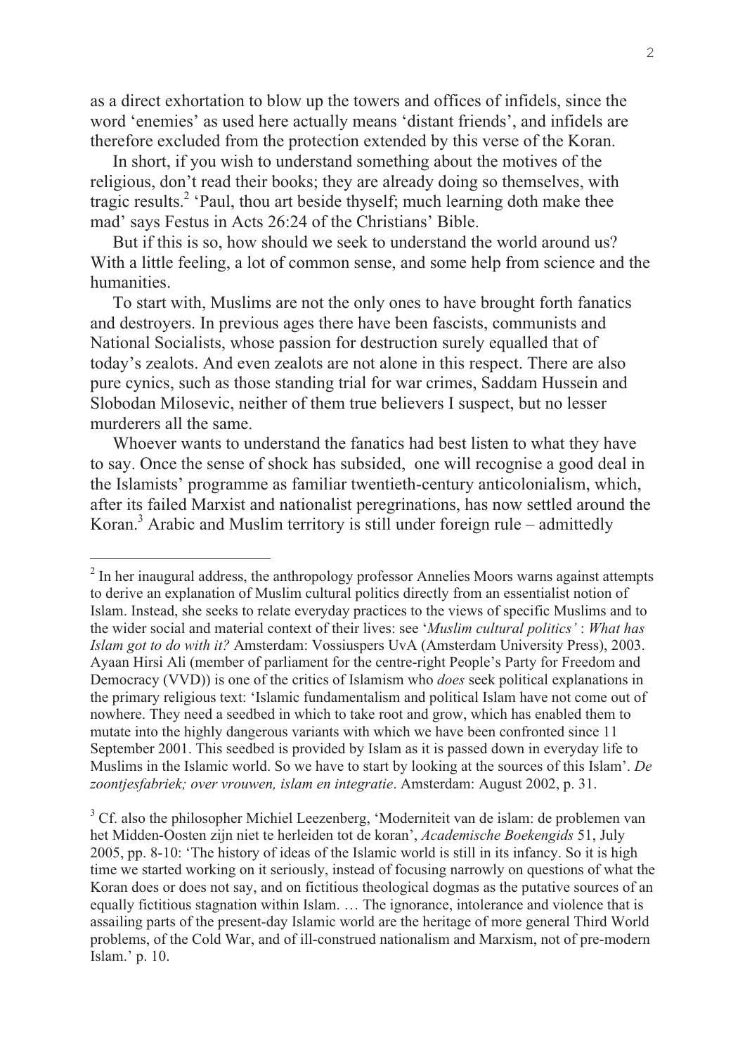as a direct exhortation to blow up the towers and offices of infidels, since the word 'enemies' as used here actually means 'distant friends', and infidels are therefore excluded from the protection extended by this verse of the Koran.

In short, if you wish to understand something about the motives of the religious, don't read their books; they are already doing so themselves, with tragic results.[2] 'Paul, thou art beside thyself; much learning doth make thee mad' says Festus in Acts 26:24 of the Christians' Bible.

But if this is so, how should we seek to understand the world around us? With a little feeling, a lot of common sense, and some help from science and the humanities.

To start with, Muslims are not the only ones to have brought forth fanatics and destroyers. In previous ages there have been fascists, communists and National Socialists, whose passion for destruction surely equalled that of today's zealots. And even zealots are not alone in this respect. There are also pure cynics, such as those standing trial for war crimes, Saddam Hussein and Slobodan Milosevic, neither of them true believers I suspect, but no lesser murderers all the same.

Whoever wants to understand the fanatics had best listen to what they have to say. Once the sense of shock has subsided, one will recognise a good deal in the Islamists' programme as familiar twentieth-century anticolonialism, which, after its failed Marxist and nationalist peregrinations, has now settled around the Koran.[3] Arabic and Muslim territory is still under foreign rule – admittedly

---

[2] In her inaugural address, the anthropology professor Annelies Moors warns against attempts to derive an explanation of Muslim cultural politics directly from an essentialist notion of Islam. Instead, she seeks to relate everyday practices to the views of specific Muslims and to the wider social and material context of their lives: see '*Muslim cultural politics'* : *What has Islam got to do with it?* Amsterdam: Vossiuspers UvA (Amsterdam University Press), 2003. Ayaan Hirsi Ali (member of parliament for the centre-right People's Party for Freedom and Democracy (VVD)) is one of the critics of Islamism who *does* seek political explanations in the primary religious text: 'Islamic fundamentalism and political Islam have not come out of nowhere. They need a seedbed in which to take root and grow, which has enabled them to mutate into the highly dangerous variants with which we have been confronted since 11 September 2001. This seedbed is provided by Islam as it is passed down in everyday life to Muslims in the Islamic world. So we have to start by looking at the sources of this Islam'. *De zoontjesfabriek; over vrouwen, islam en integratie*. Amsterdam: August 2002, p. 31.

[3] Cf. also the philosopher Michiel Leezenberg, 'Moderniteit van de islam: de problemen van het Midden-Oosten zijn niet te herleiden tot de koran', *Academische Boekengids* 51, July 2005, pp. 8-10: 'The history of ideas of the Islamic world is still in its infancy. So it is high time we started working on it seriously, instead of focusing narrowly on questions of what the Koran does or does not say, and on fictitious theological dogmas as the putative sources of an equally fictitious stagnation within Islam. … The ignorance, intolerance and violence that is assailing parts of the present-day Islamic world are the heritage of more general Third World problems, of the Cold War, and of ill-construed nationalism and Marxism, not of pre-modern Islam.' p. 10.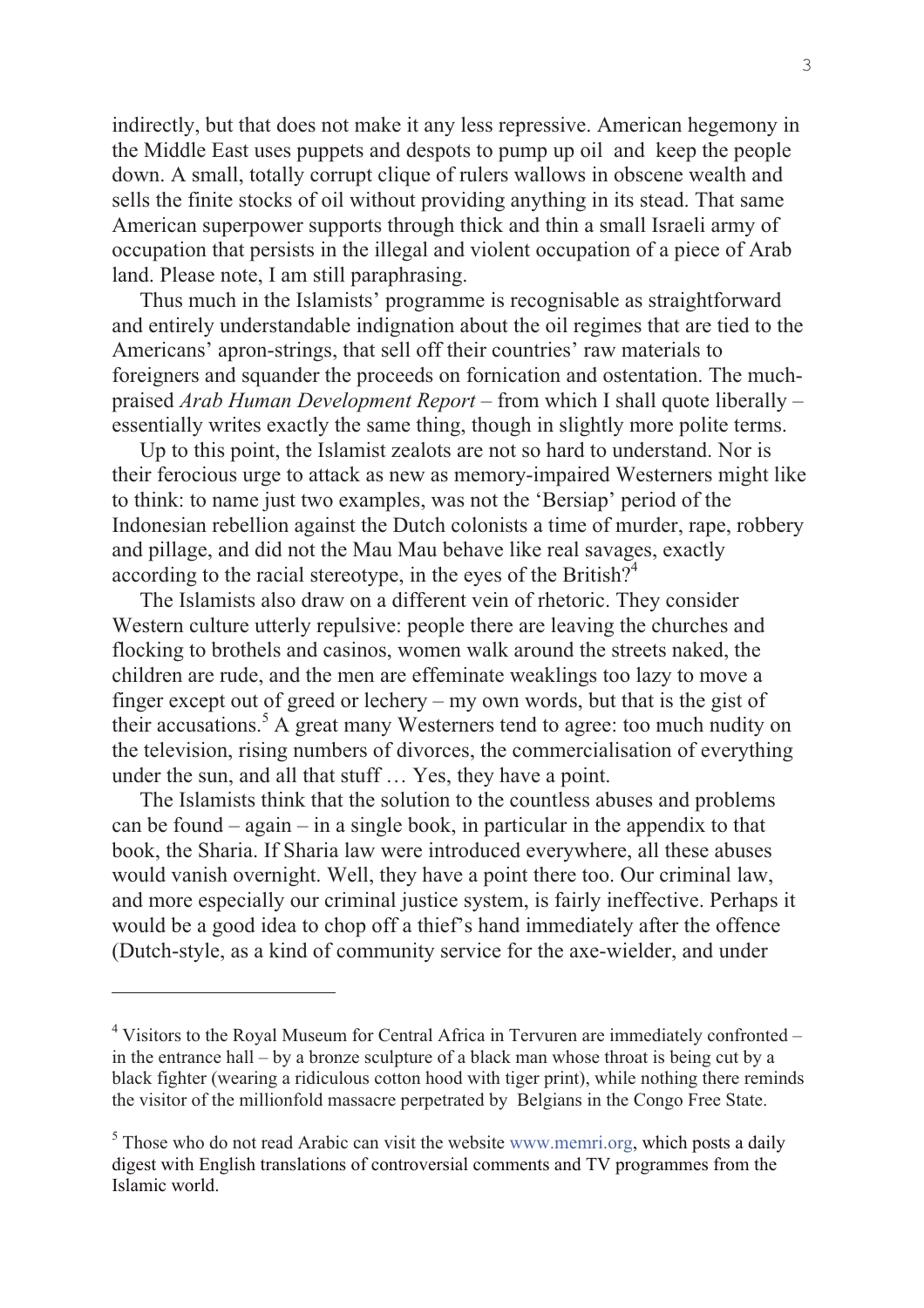indirectly, but that does not make it any less repressive. American hegemony in the Middle East uses puppets and despots to pump up oil and keep the people down. A small, totally corrupt clique of rulers wallows in obscene wealth and sells the finite stocks of oil without providing anything in its stead. That same American superpower supports through thick and thin a small Israeli army of occupation that persists in the illegal and violent occupation of a piece of Arab land. Please note, I am still paraphrasing.

Thus much in the Islamists' programme is recognisable as straightforward and entirely understandable indignation about the oil regimes that are tied to the Americans' apron-strings, that sell off their countries' raw materials to foreigners and squander the proceeds on fornication and ostentation. The much-praised *Arab Human Development Report* – from which I shall quote liberally – essentially writes exactly the same thing, though in slightly more polite terms.

Up to this point, the Islamist zealots are not so hard to understand. Nor is their ferocious urge to attack as new as memory-impaired Westerners might like to think: to name just two examples, was not the 'Bersiap' period of the Indonesian rebellion against the Dutch colonists a time of murder, rape, robbery and pillage, and did not the Mau Mau behave like real savages, exactly according to the racial stereotype, in the eyes of the British?[4]

The Islamists also draw on a different vein of rhetoric. They consider Western culture utterly repulsive: people there are leaving the churches and flocking to brothels and casinos, women walk around the streets naked, the children are rude, and the men are effeminate weaklings too lazy to move a finger except out of greed or lechery – my own words, but that is the gist of their accusations.[5] A great many Westerners tend to agree: too much nudity on the television, rising numbers of divorces, the commercialisation of everything under the sun, and all that stuff … Yes, they have a point.

The Islamists think that the solution to the countless abuses and problems can be found – again – in a single book, in particular in the appendix to that book, the Sharia. If Sharia law were introduced everywhere, all these abuses would vanish overnight. Well, they have a point there too. Our criminal law, and more especially our criminal justice system, is fairly ineffective. Perhaps it would be a good idea to chop off a thief's hand immediately after the offence (Dutch-style, as a kind of community service for the axe-wielder, and under

---

[4] Visitors to the Royal Museum for Central Africa in Tervuren are immediately confronted – in the entrance hall – by a bronze sculpture of a black man whose throat is being cut by a black fighter (wearing a ridiculous cotton hood with tiger print), while nothing there reminds the visitor of the millionfold massacre perpetrated by Belgians in the Congo Free State.

[5] Those who do not read Arabic can visit the website www.memri.org, which posts a daily digest with English translations of controversial comments and TV programmes from the Islamic world.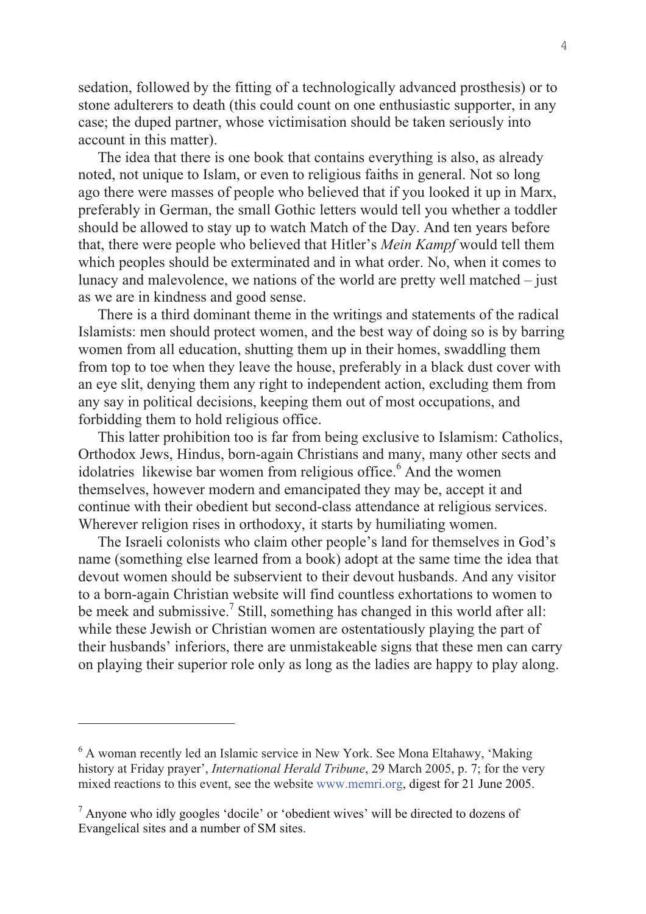sedation, followed by the fitting of a technologically advanced prosthesis) or to stone adulterers to death (this could count on one enthusiastic supporter, in any case; the duped partner, whose victimisation should be taken seriously into account in this matter).

The idea that there is one book that contains everything is also, as already noted, not unique to Islam, or even to religious faiths in general. Not so long ago there were masses of people who believed that if you looked it up in Marx, preferably in German, the small Gothic letters would tell you whether a toddler should be allowed to stay up to watch Match of the Day. And ten years before that, there were people who believed that Hitler's *Mein Kampf* would tell them which peoples should be exterminated and in what order. No, when it comes to lunacy and malevolence, we nations of the world are pretty well matched – just as we are in kindness and good sense.

There is a third dominant theme in the writings and statements of the radical Islamists: men should protect women, and the best way of doing so is by barring women from all education, shutting them up in their homes, swaddling them from top to toe when they leave the house, preferably in a black dust cover with an eye slit, denying them any right to independent action, excluding them from any say in political decisions, keeping them out of most occupations, and forbidding them to hold religious office.

This latter prohibition too is far from being exclusive to Islamism: Catholics, Orthodox Jews, Hindus, born-again Christians and many, many other sects and idolatries likewise bar women from religious office.[6] And the women themselves, however modern and emancipated they may be, accept it and continue with their obedient but second-class attendance at religious services. Wherever religion rises in orthodoxy, it starts by humiliating women.

The Israeli colonists who claim other people's land for themselves in God's name (something else learned from a book) adopt at the same time the idea that devout women should be subservient to their devout husbands. And any visitor to a born-again Christian website will find countless exhortations to women to be meek and submissive.[7] Still, something has changed in this world after all: while these Jewish or Christian women are ostentatiously playing the part of their husbands' inferiors, there are unmistakeable signs that these men can carry on playing their superior role only as long as the ladies are happy to play along.

---

[6] A woman recently led an Islamic service in New York. See Mona Eltahawy, 'Making history at Friday prayer', *International Herald Tribune*, 29 March 2005, p. 7; for the very mixed reactions to this event, see the website www.memri.org, digest for 21 June 2005.

[7] Anyone who idly googles 'docile' or 'obedient wives' will be directed to dozens of Evangelical sites and a number of SM sites.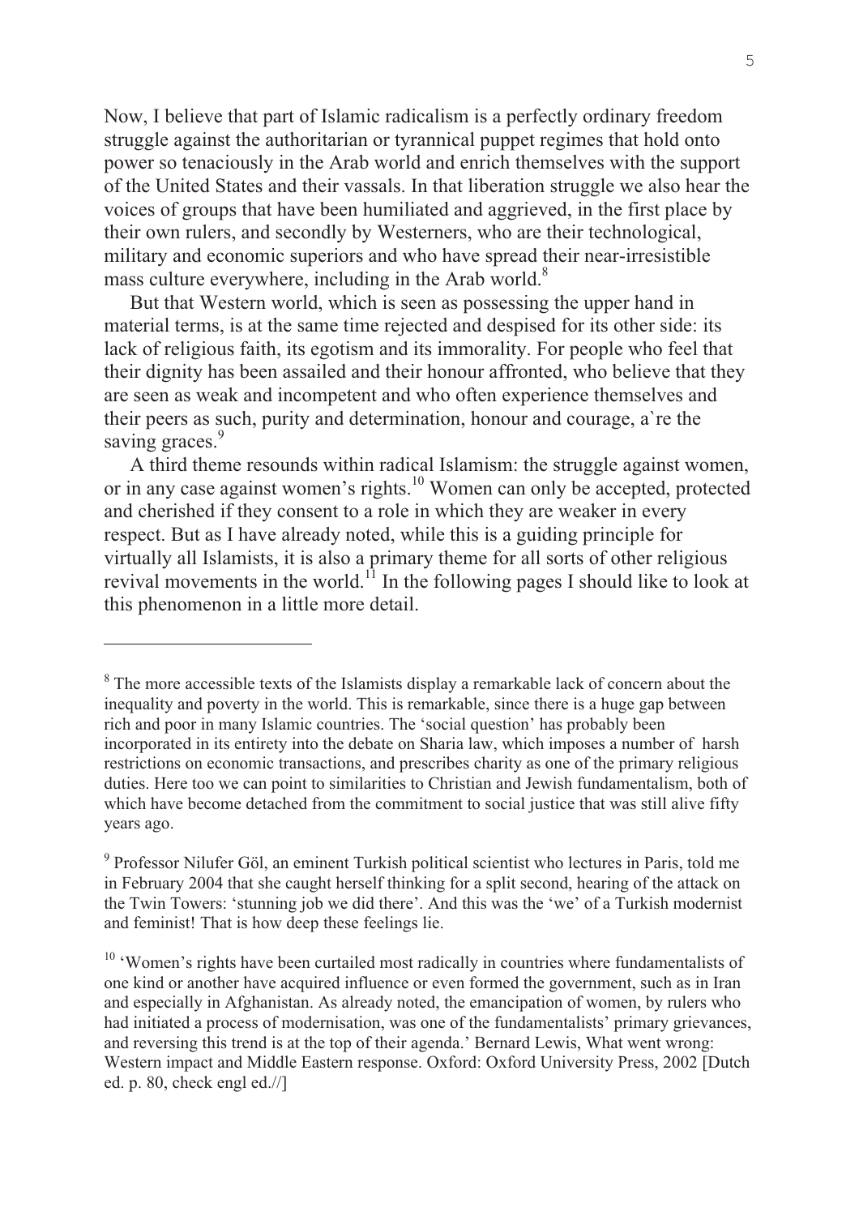Now, I believe that part of Islamic radicalism is a perfectly ordinary freedom struggle against the authoritarian or tyrannical puppet regimes that hold onto power so tenaciously in the Arab world and enrich themselves with the support of the United States and their vassals. In that liberation struggle we also hear the voices of groups that have been humiliated and aggrieved, in the first place by their own rulers, and secondly by Westerners, who are their technological, military and economic superiors and who have spread their near-irresistible mass culture everywhere, including in the Arab world.[8]

But that Western world, which is seen as possessing the upper hand in material terms, is at the same time rejected and despised for its other side: its lack of religious faith, its egotism and its immorality. For people who feel that their dignity has been assailed and their honour affronted, who believe that they are seen as weak and incompetent and who often experience themselves and their peers as such, purity and determination, honour and courage, a`re the saving graces.[9]

A third theme resounds within radical Islamism: the struggle against women, or in any case against women's rights.[10] Women can only be accepted, protected and cherished if they consent to a role in which they are weaker in every respect. But as I have already noted, while this is a guiding principle for virtually all Islamists, it is also a primary theme for all sorts of other religious revival movements in the world.[11] In the following pages I should like to look at this phenomenon in a little more detail.

---

[8] The more accessible texts of the Islamists display a remarkable lack of concern about the inequality and poverty in the world. This is remarkable, since there is a huge gap between rich and poor in many Islamic countries. The 'social question' has probably been incorporated in its entirety into the debate on Sharia law, which imposes a number of harsh restrictions on economic transactions, and prescribes charity as one of the primary religious duties. Here too we can point to similarities to Christian and Jewish fundamentalism, both of which have become detached from the commitment to social justice that was still alive fifty years ago.

[9] Professor Nilufer Göl, an eminent Turkish political scientist who lectures in Paris, told me in February 2004 that she caught herself thinking for a split second, hearing of the attack on the Twin Towers: 'stunning job we did there'. And this was the 'we' of a Turkish modernist and feminist! That is how deep these feelings lie.

[10] 'Women's rights have been curtailed most radically in countries where fundamentalists of one kind or another have acquired influence or even formed the government, such as in Iran and especially in Afghanistan. As already noted, the emancipation of women, by rulers who had initiated a process of modernisation, was one of the fundamentalists' primary grievances, and reversing this trend is at the top of their agenda.' Bernard Lewis, What went wrong: Western impact and Middle Eastern response. Oxford: Oxford University Press, 2002 [Dutch ed. p. 80, check engl ed.//]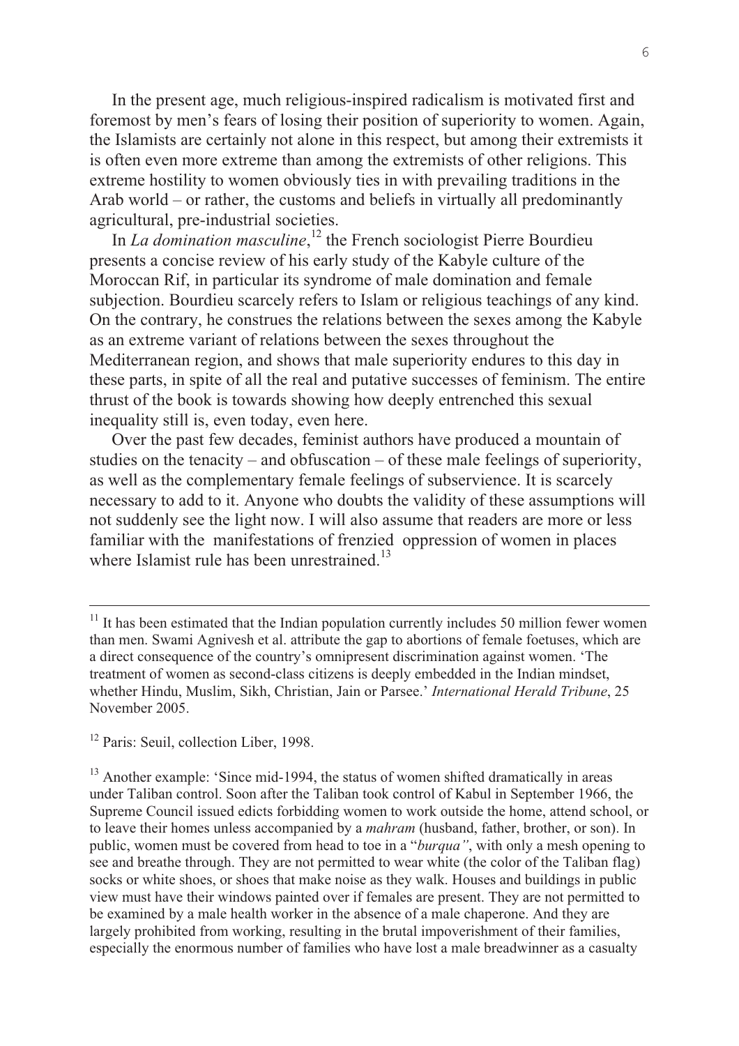In the present age, much religious-inspired radicalism is motivated first and foremost by men's fears of losing their position of superiority to women. Again, the Islamists are certainly not alone in this respect, but among their extremists it is often even more extreme than among the extremists of other religions. This extreme hostility to women obviously ties in with prevailing traditions in the Arab world – or rather, the customs and beliefs in virtually all predominantly agricultural, pre-industrial societies.

In *La domination masculine*,[12] the French sociologist Pierre Bourdieu presents a concise review of his early study of the Kabyle culture of the Moroccan Rif, in particular its syndrome of male domination and female subjection. Bourdieu scarcely refers to Islam or religious teachings of any kind. On the contrary, he construes the relations between the sexes among the Kabyle as an extreme variant of relations between the sexes throughout the Mediterranean region, and shows that male superiority endures to this day in these parts, in spite of all the real and putative successes of feminism. The entire thrust of the book is towards showing how deeply entrenched this sexual inequality still is, even today, even here.

Over the past few decades, feminist authors have produced a mountain of studies on the tenacity – and obfuscation – of these male feelings of superiority, as well as the complementary female feelings of subservience. It is scarcely necessary to add to it. Anyone who doubts the validity of these assumptions will not suddenly see the light now. I will also assume that readers are more or less familiar with the manifestations of frenzied oppression of women in places where Islamist rule has been unrestrained.[13]

---

[11] It has been estimated that the Indian population currently includes 50 million fewer women than men. Swami Agnivesh et al. attribute the gap to abortions of female foetuses, which are a direct consequence of the country's omnipresent discrimination against women. 'The treatment of women as second-class citizens is deeply embedded in the Indian mindset, whether Hindu, Muslim, Sikh, Christian, Jain or Parsee.' *International Herald Tribune*, 25 November 2005.

[12] Paris: Seuil, collection Liber, 1998.

[13] Another example: 'Since mid-1994, the status of women shifted dramatically in areas under Taliban control. Soon after the Taliban took control of Kabul in September 1966, the Supreme Council issued edicts forbidding women to work outside the home, attend school, or to leave their homes unless accompanied by a *mahram* (husband, father, brother, or son). In public, women must be covered from head to toe in a "*burqua"*, with only a mesh opening to see and breathe through. They are not permitted to wear white (the color of the Taliban flag) socks or white shoes, or shoes that make noise as they walk. Houses and buildings in public view must have their windows painted over if females are present. They are not permitted to be examined by a male health worker in the absence of a male chaperone. And they are largely prohibited from working, resulting in the brutal impoverishment of their families, especially the enormous number of families who have lost a male breadwinner as a casualty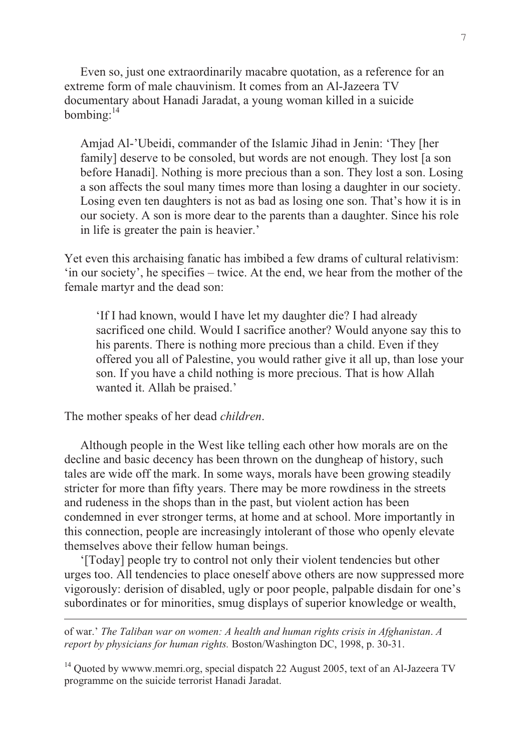Even so, just one extraordinarily macabre quotation, as a reference for an extreme form of male chauvinism. It comes from an Al-Jazeera TV documentary about Hanadi Jaradat, a young woman killed in a suicide bombing:[14]

> Amjad Al-'Ubeidi, commander of the Islamic Jihad in Jenin: 'They [her family] deserve to be consoled, but words are not enough. They lost [a son before Hanadi]. Nothing is more precious than a son. They lost a son. Losing a son affects the soul many times more than losing a daughter in our society. Losing even ten daughters is not as bad as losing one son. That's how it is in our society. A son is more dear to the parents than a daughter. Since his role in life is greater the pain is heavier.'

Yet even this archaising fanatic has imbibed a few drams of cultural relativism: 'in our society', he specifies – twice. At the end, we hear from the mother of the female martyr and the dead son:

> 'If I had known, would I have let my daughter die? I had already sacrificed one child. Would I sacrifice another? Would anyone say this to his parents. There is nothing more precious than a child. Even if they offered you all of Palestine, you would rather give it all up, than lose your son. If you have a child nothing is more precious. That is how Allah wanted it. Allah be praised.'

The mother speaks of her dead *children*.

Although people in the West like telling each other how morals are on the decline and basic decency has been thrown on the dungheap of history, such tales are wide off the mark. In some ways, morals have been growing steadily stricter for more than fifty years. There may be more rowdiness in the streets and rudeness in the shops than in the past, but violent action has been condemned in ever stronger terms, at home and at school. More importantly in this connection, people are increasingly intolerant of those who openly elevate themselves above their fellow human beings.

'[Today] people try to control not only their violent tendencies but other urges too. All tendencies to place oneself above others are now suppressed more vigorously: derision of disabled, ugly or poor people, palpable disdain for one's subordinates or for minorities, smug displays of superior knowledge or wealth,

---

of war.' *The Taliban war on women: A health and human rights crisis in Afghanistan*. *A report by physicians for human rights.* Boston/Washington DC, 1998, p. 30-31.

[14] Quoted by wwww.memri.org, special dispatch 22 August 2005, text of an Al-Jazeera TV programme on the suicide terrorist Hanadi Jaradat.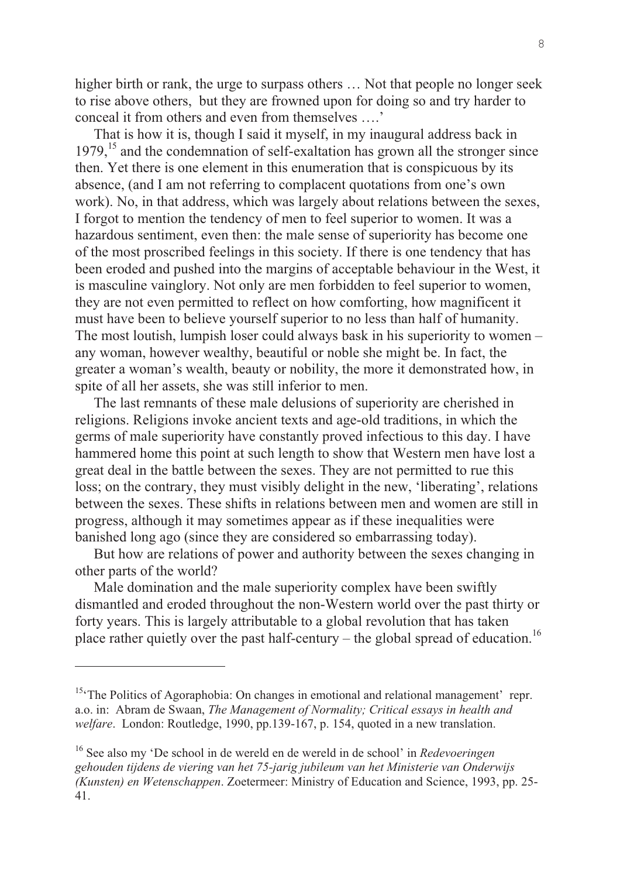higher birth or rank, the urge to surpass others … Not that people no longer seek to rise above others, but they are frowned upon for doing so and try harder to conceal it from others and even from themselves ….'

That is how it is, though I said it myself, in my inaugural address back in 1979,[15] and the condemnation of self-exaltation has grown all the stronger since then. Yet there is one element in this enumeration that is conspicuous by its absence, (and I am not referring to complacent quotations from one's own work). No, in that address, which was largely about relations between the sexes, I forgot to mention the tendency of men to feel superior to women. It was a hazardous sentiment, even then: the male sense of superiority has become one of the most proscribed feelings in this society. If there is one tendency that has been eroded and pushed into the margins of acceptable behaviour in the West, it is masculine vainglory. Not only are men forbidden to feel superior to women, they are not even permitted to reflect on how comforting, how magnificent it must have been to believe yourself superior to no less than half of humanity. The most loutish, lumpish loser could always bask in his superiority to women – any woman, however wealthy, beautiful or noble she might be. In fact, the greater a woman's wealth, beauty or nobility, the more it demonstrated how, in spite of all her assets, she was still inferior to men.

The last remnants of these male delusions of superiority are cherished in religions. Religions invoke ancient texts and age-old traditions, in which the germs of male superiority have constantly proved infectious to this day. I have hammered home this point at such length to show that Western men have lost a great deal in the battle between the sexes. They are not permitted to rue this loss; on the contrary, they must visibly delight in the new, 'liberating', relations between the sexes. These shifts in relations between men and women are still in progress, although it may sometimes appear as if these inequalities were banished long ago (since they are considered so embarrassing today).

But how are relations of power and authority between the sexes changing in other parts of the world?

Male domination and the male superiority complex have been swiftly dismantled and eroded throughout the non-Western world over the past thirty or forty years. This is largely attributable to a global revolution that has taken place rather quietly over the past half-century – the global spread of education.[16]

---

[15] 'The Politics of Agoraphobia: On changes in emotional and relational management' repr. a.o. in: Abram de Swaan, *The Management of Normality; Critical essays in health and welfare*. London: Routledge, 1990, pp.139-167, p. 154, quoted in a new translation.

[16] See also my 'De school in de wereld en de wereld in de school' in *Redevoeringen gehouden tijdens de viering van het 75-jarig jubileum van het Ministerie van Onderwijs (Kunsten) en Wetenschappen*. Zoetermeer: Ministry of Education and Science, 1993, pp. 25-41.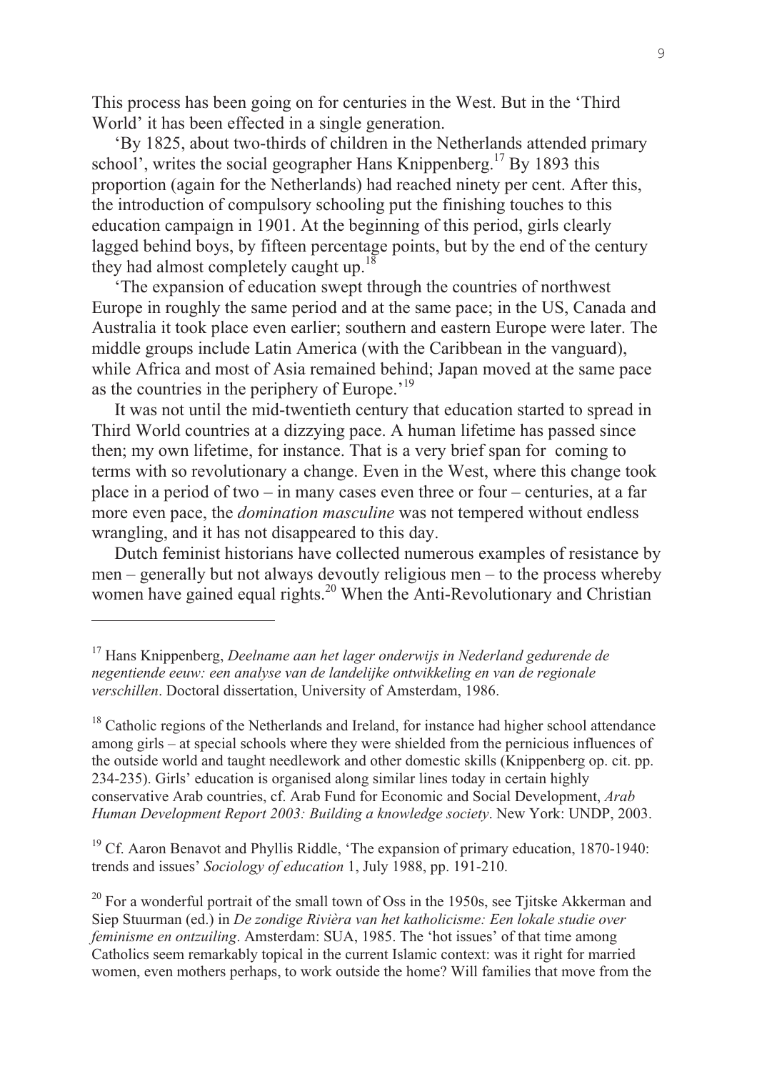This process has been going on for centuries in the West. But in the 'Third World' it has been effected in a single generation.

'By 1825, about two-thirds of children in the Netherlands attended primary school', writes the social geographer Hans Knippenberg.[17] By 1893 this proportion (again for the Netherlands) had reached ninety per cent. After this, the introduction of compulsory schooling put the finishing touches to this education campaign in 1901. At the beginning of this period, girls clearly lagged behind boys, by fifteen percentage points, but by the end of the century they had almost completely caught up.[18]

'The expansion of education swept through the countries of northwest Europe in roughly the same period and at the same pace; in the US, Canada and Australia it took place even earlier; southern and eastern Europe were later. The middle groups include Latin America (with the Caribbean in the vanguard), while Africa and most of Asia remained behind; Japan moved at the same pace as the countries in the periphery of Europe.'[19]

It was not until the mid-twentieth century that education started to spread in Third World countries at a dizzying pace. A human lifetime has passed since then; my own lifetime, for instance. That is a very brief span for coming to terms with so revolutionary a change. Even in the West, where this change took place in a period of two – in many cases even three or four – centuries, at a far more even pace, the *domination masculine* was not tempered without endless wrangling, and it has not disappeared to this day.

Dutch feminist historians have collected numerous examples of resistance by men – generally but not always devoutly religious men – to the process whereby women have gained equal rights.[20] When the Anti-Revolutionary and Christian

---

[17] Hans Knippenberg, *Deelname aan het lager onderwijs in Nederland gedurende de negentiende eeuw: een analyse van de landelijke ontwikkeling en van de regionale verschillen*. Doctoral dissertation, University of Amsterdam, 1986.

[18] Catholic regions of the Netherlands and Ireland, for instance had higher school attendance among girls – at special schools where they were shielded from the pernicious influences of the outside world and taught needlework and other domestic skills (Knippenberg op. cit. pp. 234-235). Girls' education is organised along similar lines today in certain highly conservative Arab countries, cf. Arab Fund for Economic and Social Development, *Arab Human Development Report 2003: Building a knowledge society*. New York: UNDP, 2003.

[19] Cf. Aaron Benavot and Phyllis Riddle, 'The expansion of primary education, 1870-1940: trends and issues' *Sociology of education* 1, July 1988, pp. 191-210.

[20] For a wonderful portrait of the small town of Oss in the 1950s, see Tjitske Akkerman and Siep Stuurman (ed.) in *De zondige Rivièra van het katholicisme: Een lokale studie over feminisme en ontzuiling*. Amsterdam: SUA, 1985. The 'hot issues' of that time among Catholics seem remarkably topical in the current Islamic context: was it right for married women, even mothers perhaps, to work outside the home? Will families that move from the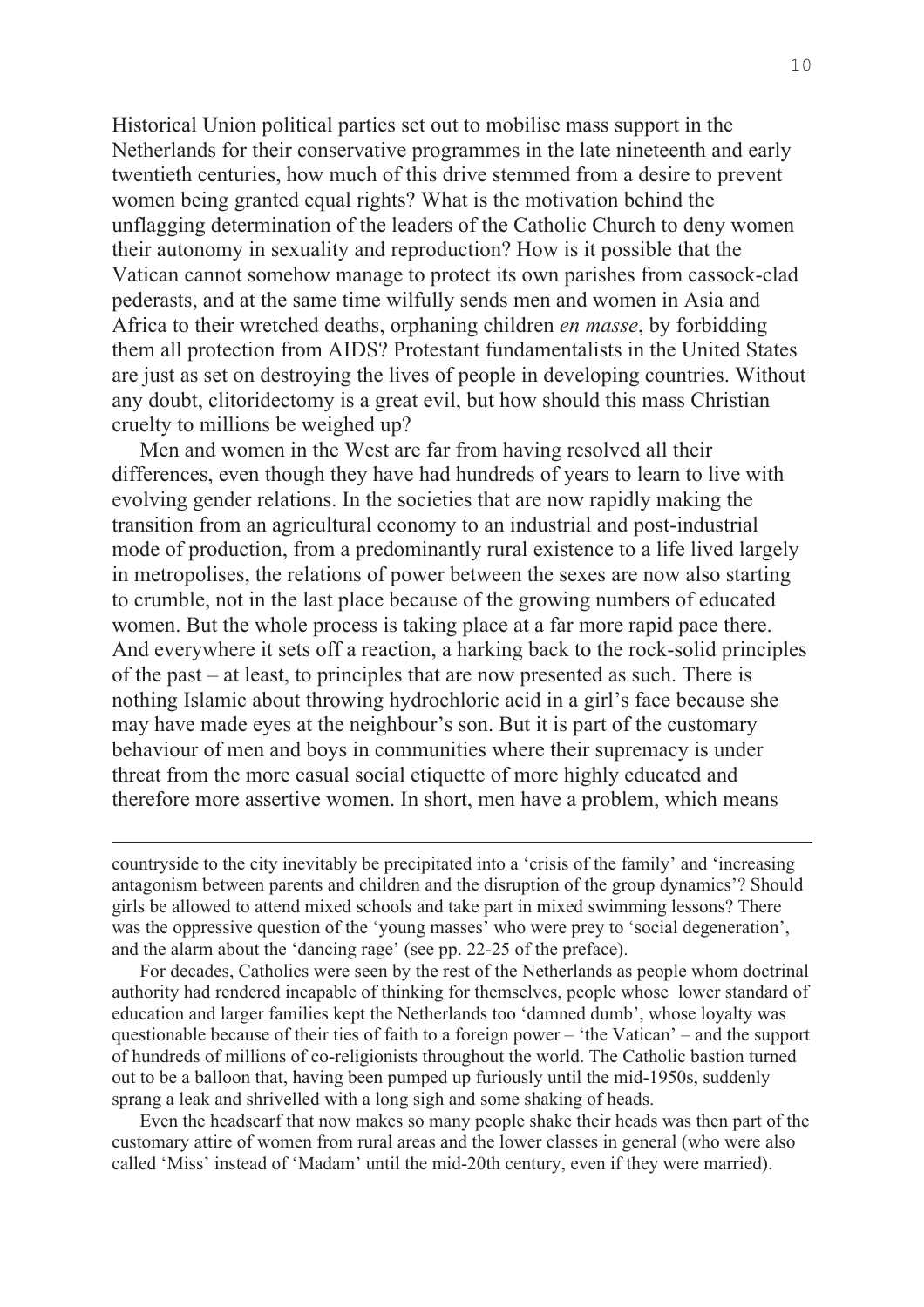Historical Union political parties set out to mobilise mass support in the Netherlands for their conservative programmes in the late nineteenth and early twentieth centuries, how much of this drive stemmed from a desire to prevent women being granted equal rights? What is the motivation behind the unflagging determination of the leaders of the Catholic Church to deny women their autonomy in sexuality and reproduction? How is it possible that the Vatican cannot somehow manage to protect its own parishes from cassock-clad pederasts, and at the same time wilfully sends men and women in Asia and Africa to their wretched deaths, orphaning children *en masse*, by forbidding them all protection from AIDS? Protestant fundamentalists in the United States are just as set on destroying the lives of people in developing countries. Without any doubt, clitoridectomy is a great evil, but how should this mass Christian cruelty to millions be weighed up?

Men and women in the West are far from having resolved all their differences, even though they have had hundreds of years to learn to live with evolving gender relations. In the societies that are now rapidly making the transition from an agricultural economy to an industrial and post-industrial mode of production, from a predominantly rural existence to a life lived largely in metropolises, the relations of power between the sexes are now also starting to crumble, not in the last place because of the growing numbers of educated women. But the whole process is taking place at a far more rapid pace there. And everywhere it sets off a reaction, a harking back to the rock-solid principles of the past – at least, to principles that are now presented as such. There is nothing Islamic about throwing hydrochloric acid in a girl's face because she may have made eyes at the neighbour's son. But it is part of the customary behaviour of men and boys in communities where their supremacy is under threat from the more casual social etiquette of more highly educated and therefore more assertive women. In short, men have a problem, which means

---

countryside to the city inevitably be precipitated into a 'crisis of the family' and 'increasing antagonism between parents and children and the disruption of the group dynamics'? Should girls be allowed to attend mixed schools and take part in mixed swimming lessons? There was the oppressive question of the 'young masses' who were prey to 'social degeneration', and the alarm about the 'dancing rage' (see pp. 22-25 of the preface).

For decades, Catholics were seen by the rest of the Netherlands as people whom doctrinal authority had rendered incapable of thinking for themselves, people whose lower standard of education and larger families kept the Netherlands too 'damned dumb', whose loyalty was questionable because of their ties of faith to a foreign power – 'the Vatican' – and the support of hundreds of millions of co-religionists throughout the world. The Catholic bastion turned out to be a balloon that, having been pumped up furiously until the mid-1950s, suddenly sprang a leak and shrivelled with a long sigh and some shaking of heads.

Even the headscarf that now makes so many people shake their heads was then part of the customary attire of women from rural areas and the lower classes in general (who were also called 'Miss' instead of 'Madam' until the mid-20th century, even if they were married).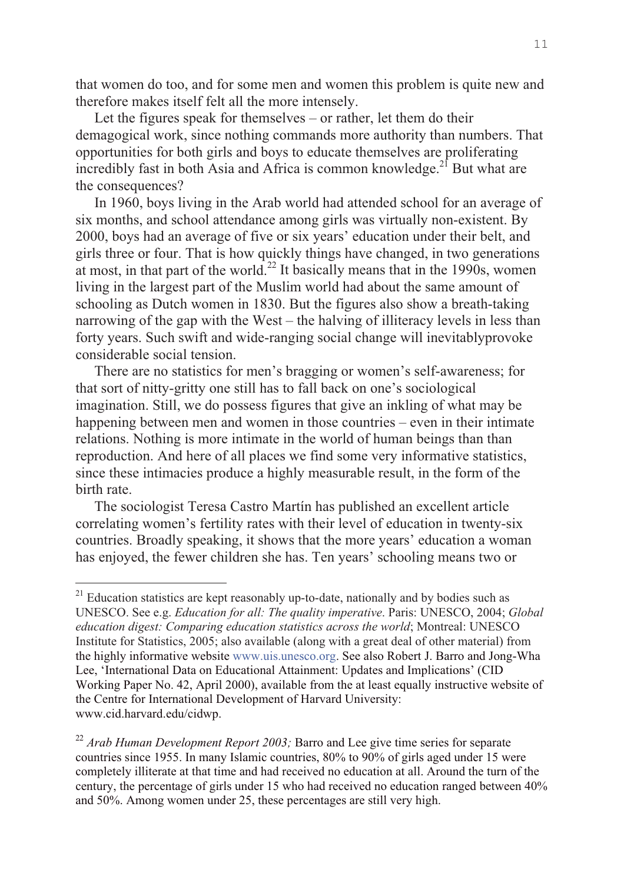that women do too, and for some men and women this problem is quite new and therefore makes itself felt all the more intensely.

Let the figures speak for themselves – or rather, let them do their demagogical work, since nothing commands more authority than numbers. That opportunities for both girls and boys to educate themselves are proliferating incredibly fast in both Asia and Africa is common knowledge.[21] But what are the consequences?

In 1960, boys living in the Arab world had attended school for an average of six months, and school attendance among girls was virtually non-existent. By 2000, boys had an average of five or six years' education under their belt, and girls three or four. That is how quickly things have changed, in two generations at most, in that part of the world.[22] It basically means that in the 1990s, women living in the largest part of the Muslim world had about the same amount of schooling as Dutch women in 1830. But the figures also show a breath-taking narrowing of the gap with the West – the halving of illiteracy levels in less than forty years. Such swift and wide-ranging social change will inevitablyprovoke considerable social tension.

There are no statistics for men's bragging or women's self-awareness; for that sort of nitty-gritty one still has to fall back on one's sociological imagination. Still, we do possess figures that give an inkling of what may be happening between men and women in those countries – even in their intimate relations. Nothing is more intimate in the world of human beings than than reproduction. And here of all places we find some very informative statistics, since these intimacies produce a highly measurable result, in the form of the birth rate.

The sociologist Teresa Castro Martín has published an excellent article correlating women's fertility rates with their level of education in twenty-six countries. Broadly speaking, it shows that the more years' education a woman has enjoyed, the fewer children she has. Ten years' schooling means two or

---

[21] Education statistics are kept reasonably up-to-date, nationally and by bodies such as UNESCO. See e.g. *Education for all: The quality imperative*. Paris: UNESCO, 2004; *Global education digest: Comparing education statistics across the world*; Montreal: UNESCO Institute for Statistics, 2005; also available (along with a great deal of other material) from the highly informative website www.uis.unesco.org. See also Robert J. Barro and Jong-Wha Lee, 'International Data on Educational Attainment: Updates and Implications' (CID Working Paper No. 42, April 2000), available from the at least equally instructive website of the Centre for International Development of Harvard University: www.cid.harvard.edu/cidwp.

[22] *Arab Human Development Report 2003;* Barro and Lee give time series for separate countries since 1955. In many Islamic countries, 80% to 90% of girls aged under 15 were completely illiterate at that time and had received no education at all. Around the turn of the century, the percentage of girls under 15 who had received no education ranged between 40% and 50%. Among women under 25, these percentages are still very high.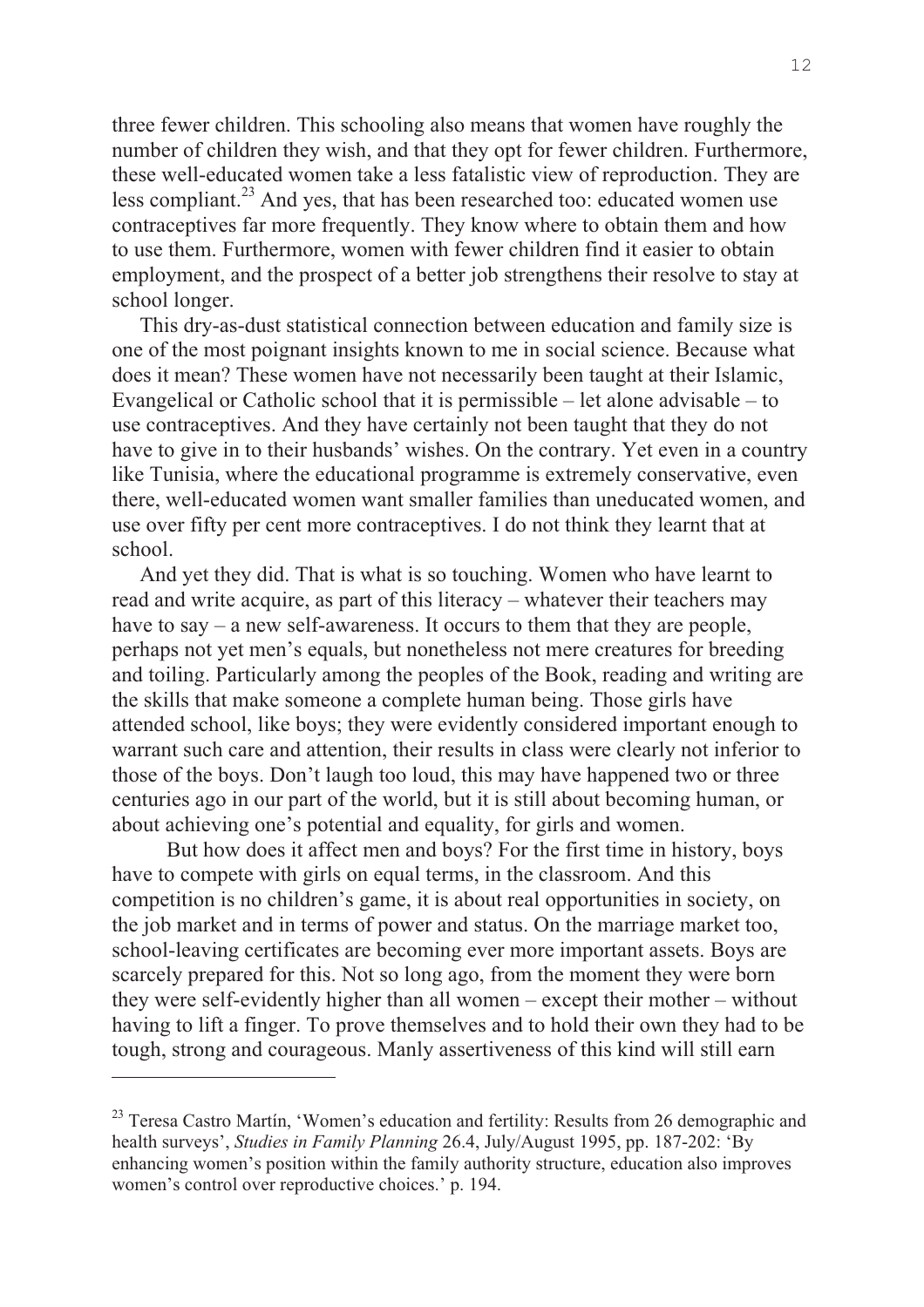three fewer children. This schooling also means that women have roughly the number of children they wish, and that they opt for fewer children. Furthermore, these well-educated women take a less fatalistic view of reproduction. They are less compliant.[23] And yes, that has been researched too: educated women use contraceptives far more frequently. They know where to obtain them and how to use them. Furthermore, women with fewer children find it easier to obtain employment, and the prospect of a better job strengthens their resolve to stay at school longer.

This dry-as-dust statistical connection between education and family size is one of the most poignant insights known to me in social science. Because what does it mean? These women have not necessarily been taught at their Islamic, Evangelical or Catholic school that it is permissible – let alone advisable – to use contraceptives. And they have certainly not been taught that they do not have to give in to their husbands' wishes. On the contrary. Yet even in a country like Tunisia, where the educational programme is extremely conservative, even there, well-educated women want smaller families than uneducated women, and use over fifty per cent more contraceptives. I do not think they learnt that at school.

And yet they did. That is what is so touching. Women who have learnt to read and write acquire, as part of this literacy – whatever their teachers may have to say – a new self-awareness. It occurs to them that they are people, perhaps not yet men's equals, but nonetheless not mere creatures for breeding and toiling. Particularly among the peoples of the Book, reading and writing are the skills that make someone a complete human being. Those girls have attended school, like boys; they were evidently considered important enough to warrant such care and attention, their results in class were clearly not inferior to those of the boys. Don't laugh too loud, this may have happened two or three centuries ago in our part of the world, but it is still about becoming human, or about achieving one's potential and equality, for girls and women.

But how does it affect men and boys? For the first time in history, boys have to compete with girls on equal terms, in the classroom. And this competition is no children's game, it is about real opportunities in society, on the job market and in terms of power and status. On the marriage market too, school-leaving certificates are becoming ever more important assets. Boys are scarcely prepared for this. Not so long ago, from the moment they were born they were self-evidently higher than all women – except their mother – without having to lift a finger. To prove themselves and to hold their own they had to be tough, strong and courageous. Manly assertiveness of this kind will still earn

---

[23] Teresa Castro Martín, 'Women's education and fertility: Results from 26 demographic and health surveys', *Studies in Family Planning* 26.4, July/August 1995, pp. 187-202: 'By enhancing women's position within the family authority structure, education also improves women's control over reproductive choices.' p. 194.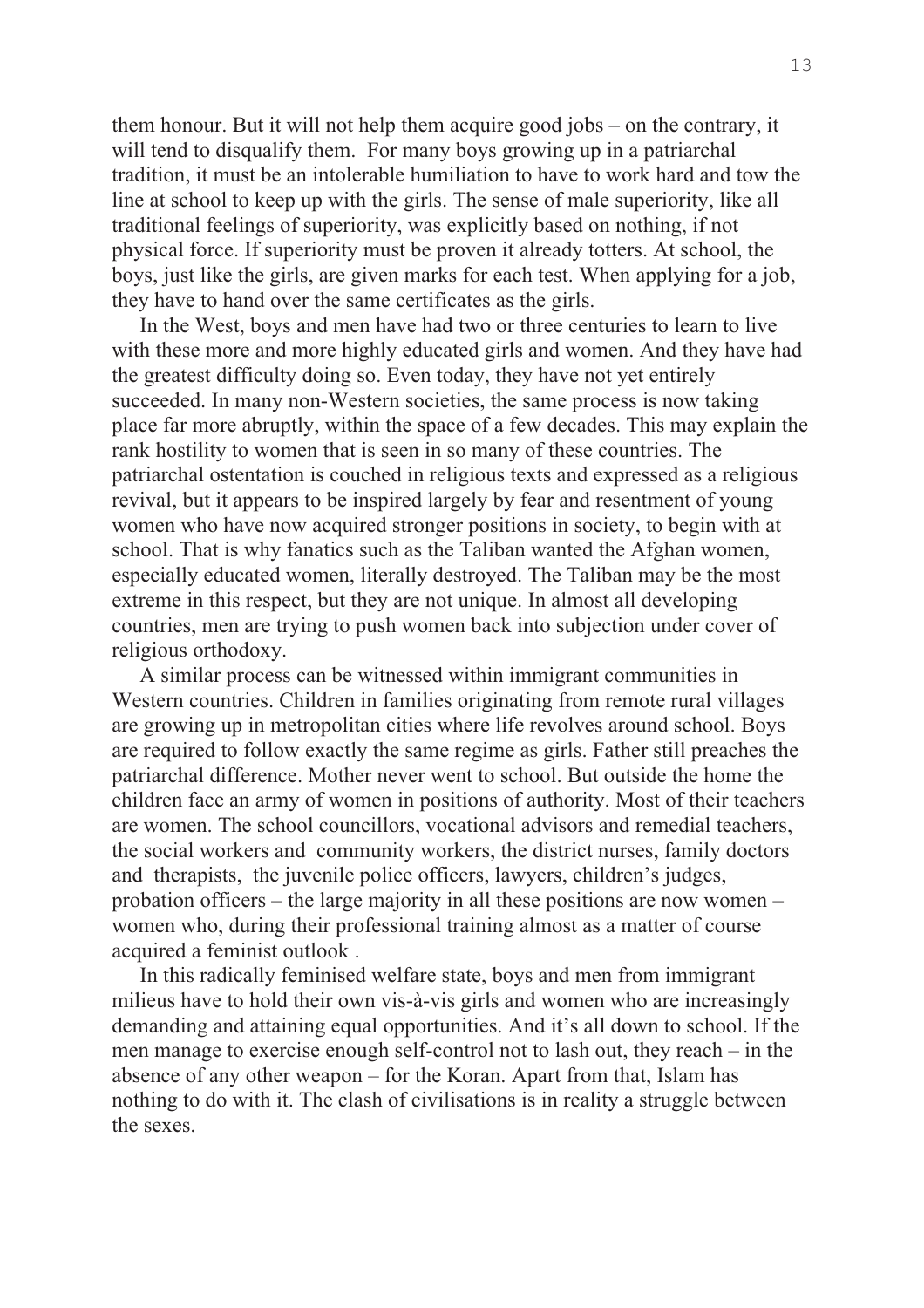them honour. But it will not help them acquire good jobs – on the contrary, it will tend to disqualify them. For many boys growing up in a patriarchal tradition, it must be an intolerable humiliation to have to work hard and tow the line at school to keep up with the girls. The sense of male superiority, like all traditional feelings of superiority, was explicitly based on nothing, if not physical force. If superiority must be proven it already totters. At school, the boys, just like the girls, are given marks for each test. When applying for a job, they have to hand over the same certificates as the girls.

In the West, boys and men have had two or three centuries to learn to live with these more and more highly educated girls and women. And they have had the greatest difficulty doing so. Even today, they have not yet entirely succeeded. In many non-Western societies, the same process is now taking place far more abruptly, within the space of a few decades. This may explain the rank hostility to women that is seen in so many of these countries. The patriarchal ostentation is couched in religious texts and expressed as a religious revival, but it appears to be inspired largely by fear and resentment of young women who have now acquired stronger positions in society, to begin with at school. That is why fanatics such as the Taliban wanted the Afghan women, especially educated women, literally destroyed. The Taliban may be the most extreme in this respect, but they are not unique. In almost all developing countries, men are trying to push women back into subjection under cover of religious orthodoxy.

A similar process can be witnessed within immigrant communities in Western countries. Children in families originating from remote rural villages are growing up in metropolitan cities where life revolves around school. Boys are required to follow exactly the same regime as girls. Father still preaches the patriarchal difference. Mother never went to school. But outside the home the children face an army of women in positions of authority. Most of their teachers are women. The school councillors, vocational advisors and remedial teachers, the social workers and community workers, the district nurses, family doctors and therapists, the juvenile police officers, lawyers, children's judges, probation officers – the large majority in all these positions are now women – women who, during their professional training almost as a matter of course acquired a feminist outlook .

In this radically feminised welfare state, boys and men from immigrant milieus have to hold their own vis-à-vis girls and women who are increasingly demanding and attaining equal opportunities. And it's all down to school. If the men manage to exercise enough self-control not to lash out, they reach – in the absence of any other weapon – for the Koran. Apart from that, Islam has nothing to do with it. The clash of civilisations is in reality a struggle between the sexes.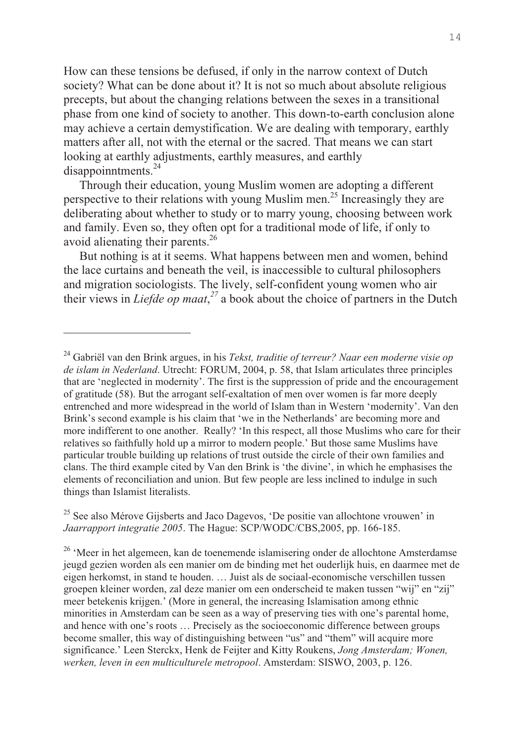How can these tensions be defused, if only in the narrow context of Dutch society? What can be done about it? It is not so much about absolute religious precepts, but about the changing relations between the sexes in a transitional phase from one kind of society to another. This down-to-earth conclusion alone may achieve a certain demystification. We are dealing with temporary, earthly matters after all, not with the eternal or the sacred. That means we can start looking at earthly adjustments, earthly measures, and earthly disappoinntments.[24]

Through their education, young Muslim women are adopting a different perspective to their relations with young Muslim men.[25] Increasingly they are deliberating about whether to study or to marry young, choosing between work and family. Even so, they often opt for a traditional mode of life, if only to avoid alienating their parents.[26]

But nothing is at it seems. What happens between men and women, behind the lace curtains and beneath the veil, is inaccessible to cultural philosophers and migration sociologists. The lively, self-confident young women who air their views in *Liefde op maat*,[27] a book about the choice of partners in the Dutch

---

[24] Gabriël van den Brink argues, in his *Tekst, traditie of terreur? Naar een moderne visie op de islam in Nederland*. Utrecht: FORUM, 2004, p. 58, that Islam articulates three principles that are 'neglected in modernity'. The first is the suppression of pride and the encouragement of gratitude (58). But the arrogant self-exaltation of men over women is far more deeply entrenched and more widespread in the world of Islam than in Western 'modernity'. Van den Brink's second example is his claim that 'we in the Netherlands' are becoming more and more indifferent to one another. Really? 'In this respect, all those Muslims who care for their relatives so faithfully hold up a mirror to modern people.' But those same Muslims have particular trouble building up relations of trust outside the circle of their own families and clans. The third example cited by Van den Brink is 'the divine', in which he emphasises the elements of reconciliation and union. But few people are less inclined to indulge in such things than Islamist literalists.

[25] See also Mérove Gijsberts and Jaco Dagevos, 'De positie van allochtone vrouwen' in *Jaarrapport integratie 2005*. The Hague: SCP/WODC/CBS,2005, pp. 166-185.

[26] 'Meer in het algemeen, kan de toenemende islamisering onder de allochtone Amsterdamse jeugd gezien worden als een manier om de binding met het ouderlijk huis, en daarmee met de eigen herkomst, in stand te houden. … Juist als de sociaal-economische verschillen tussen groepen kleiner worden, zal deze manier om een onderscheid te maken tussen "wij" en "zij" meer betekenis krijgen.' (More in general, the increasing Islamisation among ethnic minorities in Amsterdam can be seen as a way of preserving ties with one's parental home, and hence with one's roots … Precisely as the socioeconomic difference between groups become smaller, this way of distinguishing between "us" and "them" will acquire more significance.' Leen Sterckx, Henk de Feijter and Kitty Roukens, *Jong Amsterdam; Wonen, werken, leven in een multiculturele metropool*. Amsterdam: SISWO, 2003, p. 126.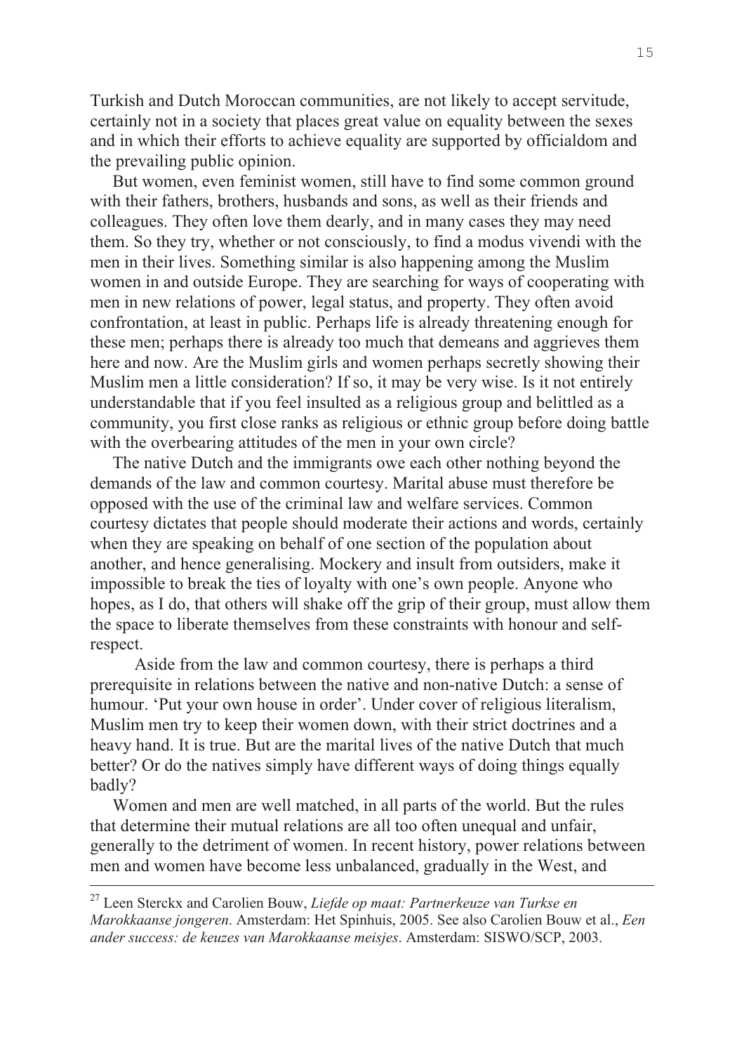Turkish and Dutch Moroccan communities, are not likely to accept servitude, certainly not in a society that places great value on equality between the sexes and in which their efforts to achieve equality are supported by officialdom and the prevailing public opinion.

But women, even feminist women, still have to find some common ground with their fathers, brothers, husbands and sons, as well as their friends and colleagues. They often love them dearly, and in many cases they may need them. So they try, whether or not consciously, to find a modus vivendi with the men in their lives. Something similar is also happening among the Muslim women in and outside Europe. They are searching for ways of cooperating with men in new relations of power, legal status, and property. They often avoid confrontation, at least in public. Perhaps life is already threatening enough for these men; perhaps there is already too much that demeans and aggrieves them here and now. Are the Muslim girls and women perhaps secretly showing their Muslim men a little consideration? If so, it may be very wise. Is it not entirely understandable that if you feel insulted as a religious group and belittled as a community, you first close ranks as religious or ethnic group before doing battle with the overbearing attitudes of the men in your own circle?

The native Dutch and the immigrants owe each other nothing beyond the demands of the law and common courtesy. Marital abuse must therefore be opposed with the use of the criminal law and welfare services. Common courtesy dictates that people should moderate their actions and words, certainly when they are speaking on behalf of one section of the population about another, and hence generalising. Mockery and insult from outsiders, make it impossible to break the ties of loyalty with one's own people. Anyone who hopes, as I do, that others will shake off the grip of their group, must allow them the space to liberate themselves from these constraints with honour and self-respect.

Aside from the law and common courtesy, there is perhaps a third prerequisite in relations between the native and non-native Dutch: a sense of humour. 'Put your own house in order'. Under cover of religious literalism, Muslim men try to keep their women down, with their strict doctrines and a heavy hand. It is true. But are the marital lives of the native Dutch that much better? Or do the natives simply have different ways of doing things equally badly?

Women and men are well matched, in all parts of the world. But the rules that determine their mutual relations are all too often unequal and unfair, generally to the detriment of women. In recent history, power relations between men and women have become less unbalanced, gradually in the West, and

---

[27] Leen Sterckx and Carolien Bouw, *Liefde op maat: Partnerkeuze van Turkse en Marokkaanse jongeren*. Amsterdam: Het Spinhuis, 2005. See also Carolien Bouw et al., *Een ander success: de keuzes van Marokkaanse meisjes*. Amsterdam: SISWO/SCP, 2003.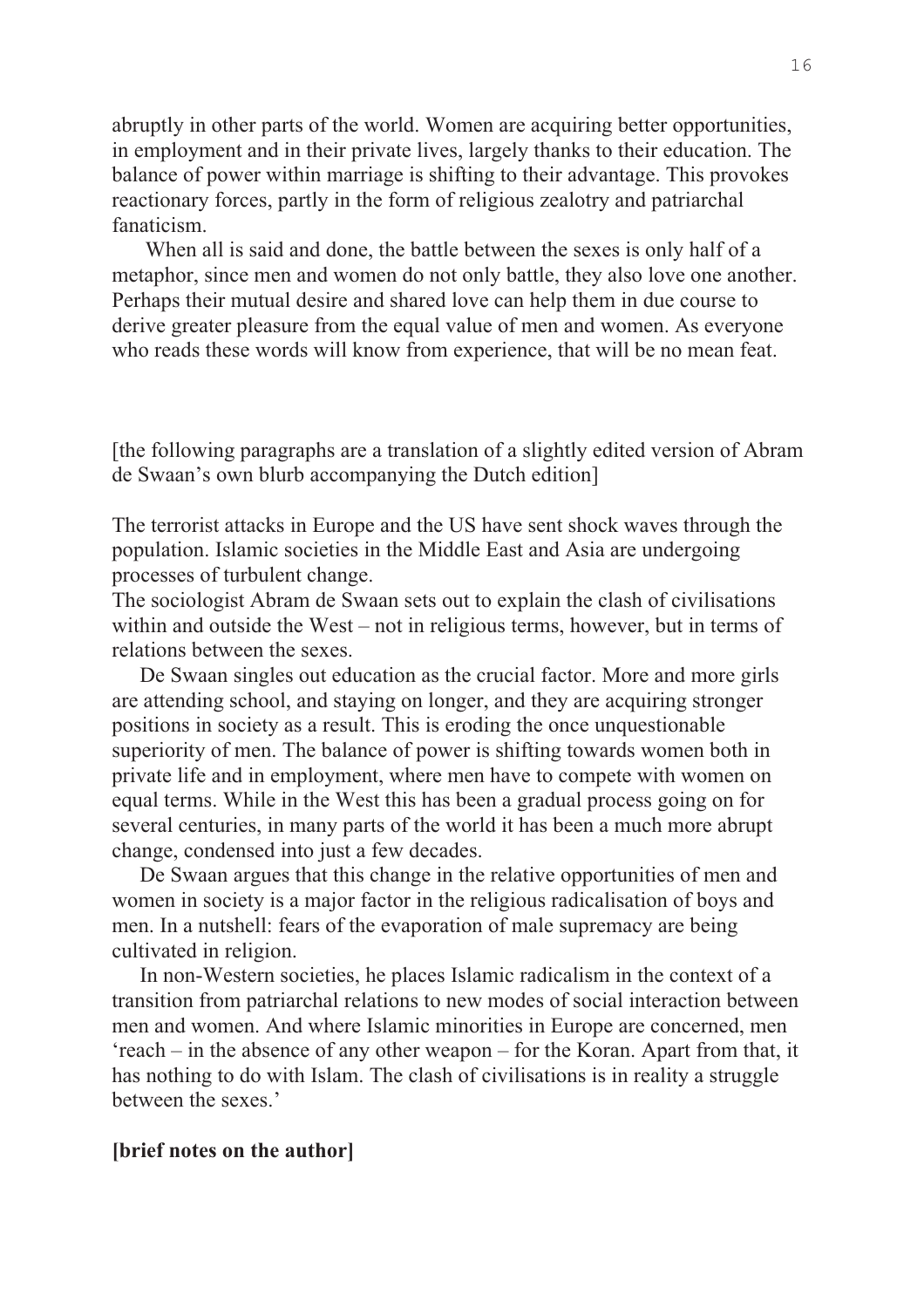abruptly in other parts of the world. Women are acquiring better opportunities, in employment and in their private lives, largely thanks to their education. The balance of power within marriage is shifting to their advantage. This provokes reactionary forces, partly in the form of religious zealotry and patriarchal fanaticism.

When all is said and done, the battle between the sexes is only half of a metaphor, since men and women do not only battle, they also love one another. Perhaps their mutual desire and shared love can help them in due course to derive greater pleasure from the equal value of men and women. As everyone who reads these words will know from experience, that will be no mean feat.

[the following paragraphs are a translation of a slightly edited version of Abram de Swaan's own blurb accompanying the Dutch edition]

The terrorist attacks in Europe and the US have sent shock waves through the population. Islamic societies in the Middle East and Asia are undergoing processes of turbulent change.

The sociologist Abram de Swaan sets out to explain the clash of civilisations within and outside the West – not in religious terms, however, but in terms of relations between the sexes.

De Swaan singles out education as the crucial factor. More and more girls are attending school, and staying on longer, and they are acquiring stronger positions in society as a result. This is eroding the once unquestionable superiority of men. The balance of power is shifting towards women both in private life and in employment, where men have to compete with women on equal terms. While in the West this has been a gradual process going on for several centuries, in many parts of the world it has been a much more abrupt change, condensed into just a few decades.

De Swaan argues that this change in the relative opportunities of men and women in society is a major factor in the religious radicalisation of boys and men. In a nutshell: fears of the evaporation of male supremacy are being cultivated in religion.

In non-Western societies, he places Islamic radicalism in the context of a transition from patriarchal relations to new modes of social interaction between men and women. And where Islamic minorities in Europe are concerned, men 'reach – in the absence of any other weapon – for the Koran. Apart from that, it has nothing to do with Islam. The clash of civilisations is in reality a struggle between the sexes.'

**[brief notes on the author]**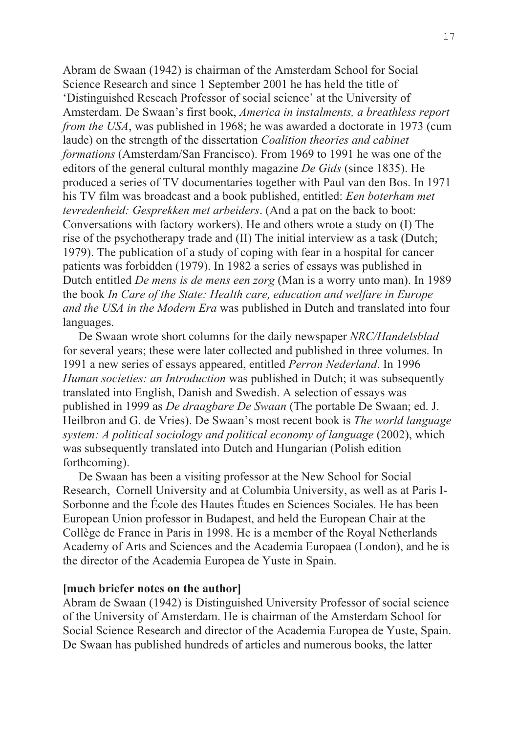Abram de Swaan (1942) is chairman of the Amsterdam School for Social Science Research and since 1 September 2001 he has held the title of 'Distinguished Reseach Professor of social science' at the University of Amsterdam. De Swaan's first book, *America in instalments, a breathless report from the USA*, was published in 1968; he was awarded a doctorate in 1973 (cum laude) on the strength of the dissertation *Coalition theories and cabinet formations* (Amsterdam/San Francisco). From 1969 to 1991 he was one of the editors of the general cultural monthly magazine *De Gids* (since 1835). He produced a series of TV documentaries together with Paul van den Bos. In 1971 his TV film was broadcast and a book published, entitled: *Een boterham met tevredenheid: Gesprekken met arbeiders*. (And a pat on the back to boot: Conversations with factory workers). He and others wrote a study on (I) The rise of the psychotherapy trade and (II) The initial interview as a task (Dutch; 1979). The publication of a study of coping with fear in a hospital for cancer patients was forbidden (1979). In 1982 a series of essays was published in Dutch entitled *De mens is de mens een zorg* (Man is a worry unto man). In 1989 the book *In Care of the State: Health care, education and welfare in Europe and the USA in the Modern Era* was published in Dutch and translated into four languages.

De Swaan wrote short columns for the daily newspaper *NRC/Handelsblad* for several years; these were later collected and published in three volumes. In 1991 a new series of essays appeared, entitled *Perron Nederland*. In 1996 *Human societies: an Introduction* was published in Dutch; it was subsequently translated into English, Danish and Swedish. A selection of essays was published in 1999 as *De draagbare De Swaan* (The portable De Swaan; ed. J. Heilbron and G. de Vries). De Swaan's most recent book is *The world language system: A political sociology and political economy of language* (2002), which was subsequently translated into Dutch and Hungarian (Polish edition forthcoming).

De Swaan has been a visiting professor at the New School for Social Research, Cornell University and at Columbia University, as well as at Paris I-Sorbonne and the École des Hautes Études en Sciences Sociales. He has been European Union professor in Budapest, and held the European Chair at the Collège de France in Paris in 1998. He is a member of the Royal Netherlands Academy of Arts and Sciences and the Academia Europaea (London), and he is the director of the Academia Europea de Yuste in Spain.

**[much briefer notes on the author]**

Abram de Swaan (1942) is Distinguished University Professor of social science of the University of Amsterdam. He is chairman of the Amsterdam School for Social Science Research and director of the Academia Europea de Yuste, Spain. De Swaan has published hundreds of articles and numerous books, the latter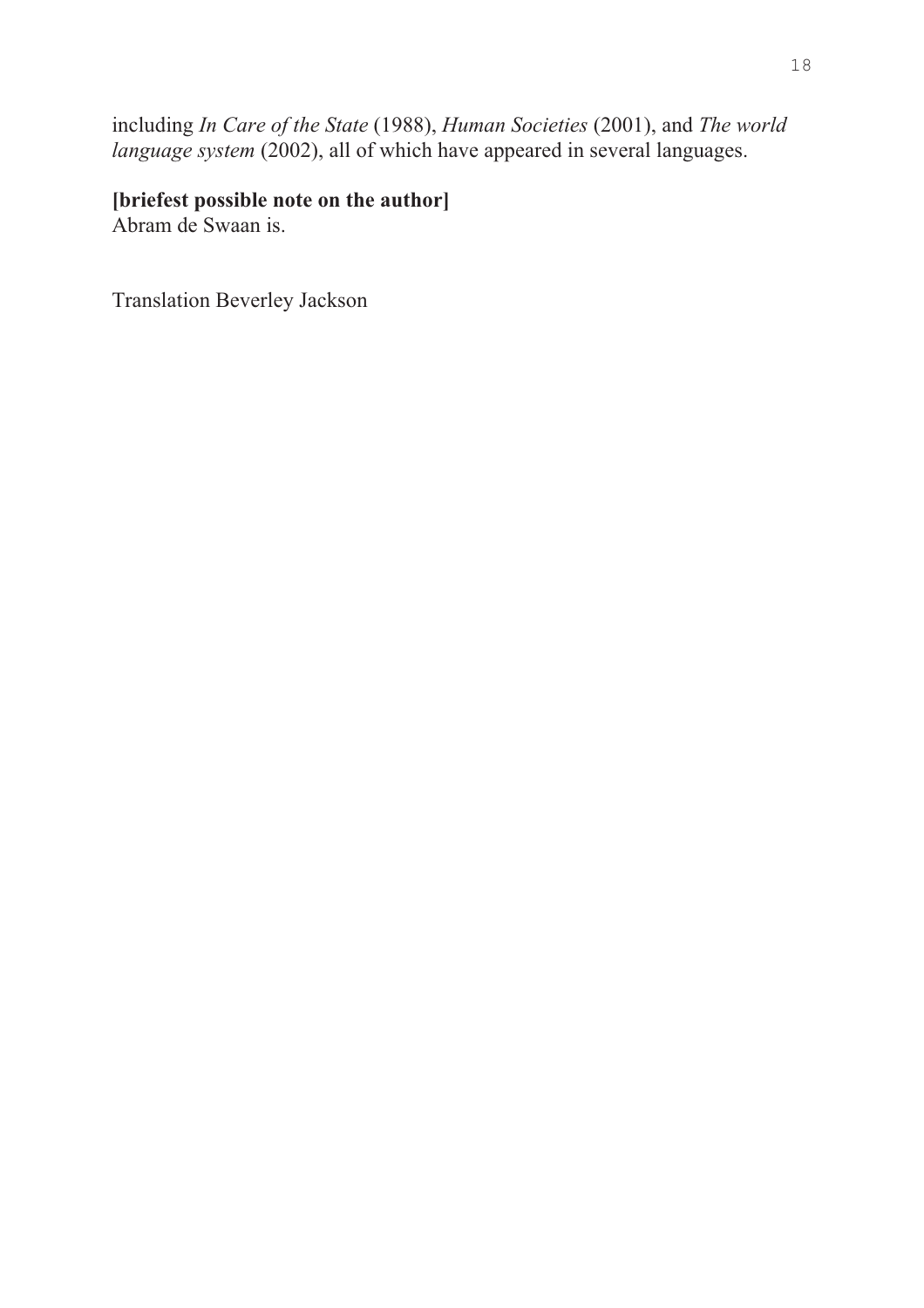including *In Care of the State* (1988), *Human Societies* (2001), and *The world language system* (2002), all of which have appeared in several languages.

**[briefest possible note on the author]**
Abram de Swaan is.

Translation Beverley Jackson